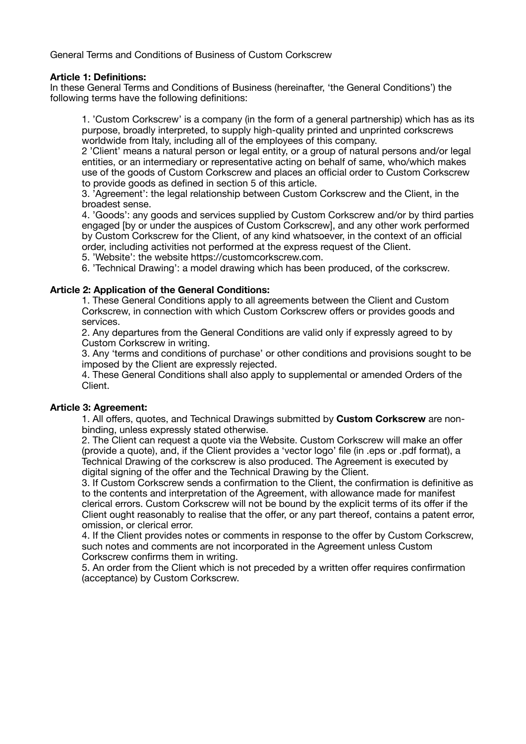General Terms and Conditions of Business of Custom Corkscrew

**Article 1: Definitions:**
In these General Terms and Conditions of Business (hereinafter, 'the General Conditions') the following terms have the following definitions:

1. 'Custom Corkscrew' is a company (in the form of a general partnership) which has as its purpose, broadly interpreted, to supply high-quality printed and unprinted corkscrews worldwide from Italy, including all of the employees of this company.
2 'Client' means a natural person or legal entity, or a group of natural persons and/or legal entities, or an intermediary or representative acting on behalf of same, who/which makes use of the goods of Custom Corkscrew and places an official order to Custom Corkscrew to provide goods as defined in section 5 of this article.
3. 'Agreement': the legal relationship between Custom Corkscrew and the Client, in the broadest sense.
4. 'Goods': any goods and services supplied by Custom Corkscrew and/or by third parties engaged [by or under the auspices of Custom Corkscrew], and any other work performed by Custom Corkscrew for the Client, of any kind whatsoever, in the context of an official order, including activities not performed at the express request of the Client.
5. 'Website': the website https://customcorkscrew.com.
6. 'Technical Drawing': a model drawing which has been produced, of the corkscrew.

**Article 2: Application of the General Conditions:**

1. These General Conditions apply to all agreements between the Client and Custom Corkscrew, in connection with which Custom Corkscrew offers or provides goods and services.
2. Any departures from the General Conditions are valid only if expressly agreed to by Custom Corkscrew in writing.
3. Any 'terms and conditions of purchase' or other conditions and provisions sought to be imposed by the Client are expressly rejected.
4. These General Conditions shall also apply to supplemental or amended Orders of the Client.

**Article 3: Agreement:**

1. All offers, quotes, and Technical Drawings submitted by **Custom Corkscrew** are non-binding, unless expressly stated otherwise.
2. The Client can request a quote via the Website. Custom Corkscrew will make an offer (provide a quote), and, if the Client provides a 'vector logo' file (in .eps or .pdf format), a Technical Drawing of the corkscrew is also produced. The Agreement is executed by digital signing of the offer and the Technical Drawing by the Client.
3. If Custom Corkscrew sends a confirmation to the Client, the confirmation is definitive as to the contents and interpretation of the Agreement, with allowance made for manifest clerical errors. Custom Corkscrew will not be bound by the explicit terms of its offer if the Client ought reasonably to realise that the offer, or any part thereof, contains a patent error, omission, or clerical error.
4. If the Client provides notes or comments in response to the offer by Custom Corkscrew, such notes and comments are not incorporated in the Agreement unless Custom Corkscrew confirms them in writing.
5. An order from the Client which is not preceded by a written offer requires confirmation (acceptance) by Custom Corkscrew.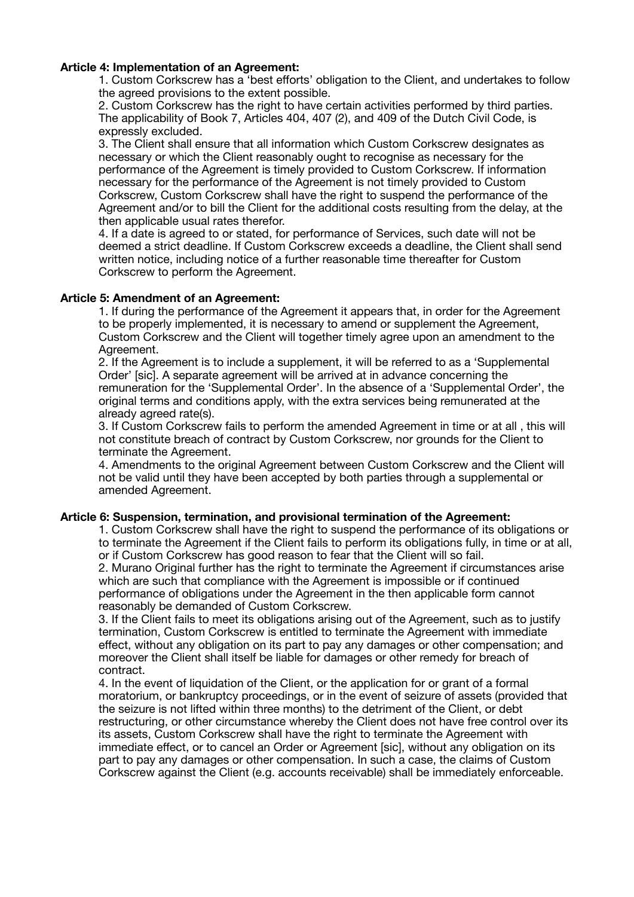**Article 4: Implementation of an Agreement:**

1. Custom Corkscrew has a 'best efforts' obligation to the Client, and undertakes to follow the agreed provisions to the extent possible.
2. Custom Corkscrew has the right to have certain activities performed by third parties. The applicability of Book 7, Articles 404, 407 (2), and 409 of the Dutch Civil Code, is expressly excluded.
3. The Client shall ensure that all information which Custom Corkscrew designates as necessary or which the Client reasonably ought to recognise as necessary for the performance of the Agreement is timely provided to Custom Corkscrew. If information necessary for the performance of the Agreement is not timely provided to Custom Corkscrew, Custom Corkscrew shall have the right to suspend the performance of the Agreement and/or to bill the Client for the additional costs resulting from the delay, at the then applicable usual rates therefor.
4. If a date is agreed to or stated, for performance of Services, such date will not be deemed a strict deadline. If Custom Corkscrew exceeds a deadline, the Client shall send written notice, including notice of a further reasonable time thereafter for Custom Corkscrew to perform the Agreement.

**Article 5: Amendment of an Agreement:**

1. If during the performance of the Agreement it appears that, in order for the Agreement to be properly implemented, it is necessary to amend or supplement the Agreement, Custom Corkscrew and the Client will together timely agree upon an amendment to the Agreement.
2. If the Agreement is to include a supplement, it will be referred to as a 'Supplemental Order' [sic]. A separate agreement will be arrived at in advance concerning the remuneration for the 'Supplemental Order'. In the absence of a 'Supplemental Order', the original terms and conditions apply, with the extra services being remunerated at the already agreed rate(s).
3. If Custom Corkscrew fails to perform the amended Agreement in time or at all , this will not constitute breach of contract by Custom Corkscrew, nor grounds for the Client to terminate the Agreement.
4. Amendments to the original Agreement between Custom Corkscrew and the Client will not be valid until they have been accepted by both parties through a supplemental or amended Agreement.

**Article 6: Suspension, termination, and provisional termination of the Agreement:**

1. Custom Corkscrew shall have the right to suspend the performance of its obligations or to terminate the Agreement if the Client fails to perform its obligations fully, in time or at all, or if Custom Corkscrew has good reason to fear that the Client will so fail.
2. Murano Original further has the right to terminate the Agreement if circumstances arise which are such that compliance with the Agreement is impossible or if continued performance of obligations under the Agreement in the then applicable form cannot reasonably be demanded of Custom Corkscrew.
3. If the Client fails to meet its obligations arising out of the Agreement, such as to justify termination, Custom Corkscrew is entitled to terminate the Agreement with immediate effect, without any obligation on its part to pay any damages or other compensation; and moreover the Client shall itself be liable for damages or other remedy for breach of contract.
4. In the event of liquidation of the Client, or the application for or grant of a formal moratorium, or bankruptcy proceedings, or in the event of seizure of assets (provided that the seizure is not lifted within three months) to the detriment of the Client, or debt restructuring, or other circumstance whereby the Client does not have free control over its its assets, Custom Corkscrew shall have the right to terminate the Agreement with immediate effect, or to cancel an Order or Agreement [sic], without any obligation on its part to pay any damages or other compensation. In such a case, the claims of Custom Corkscrew against the Client (e.g. accounts receivable) shall be immediately enforceable.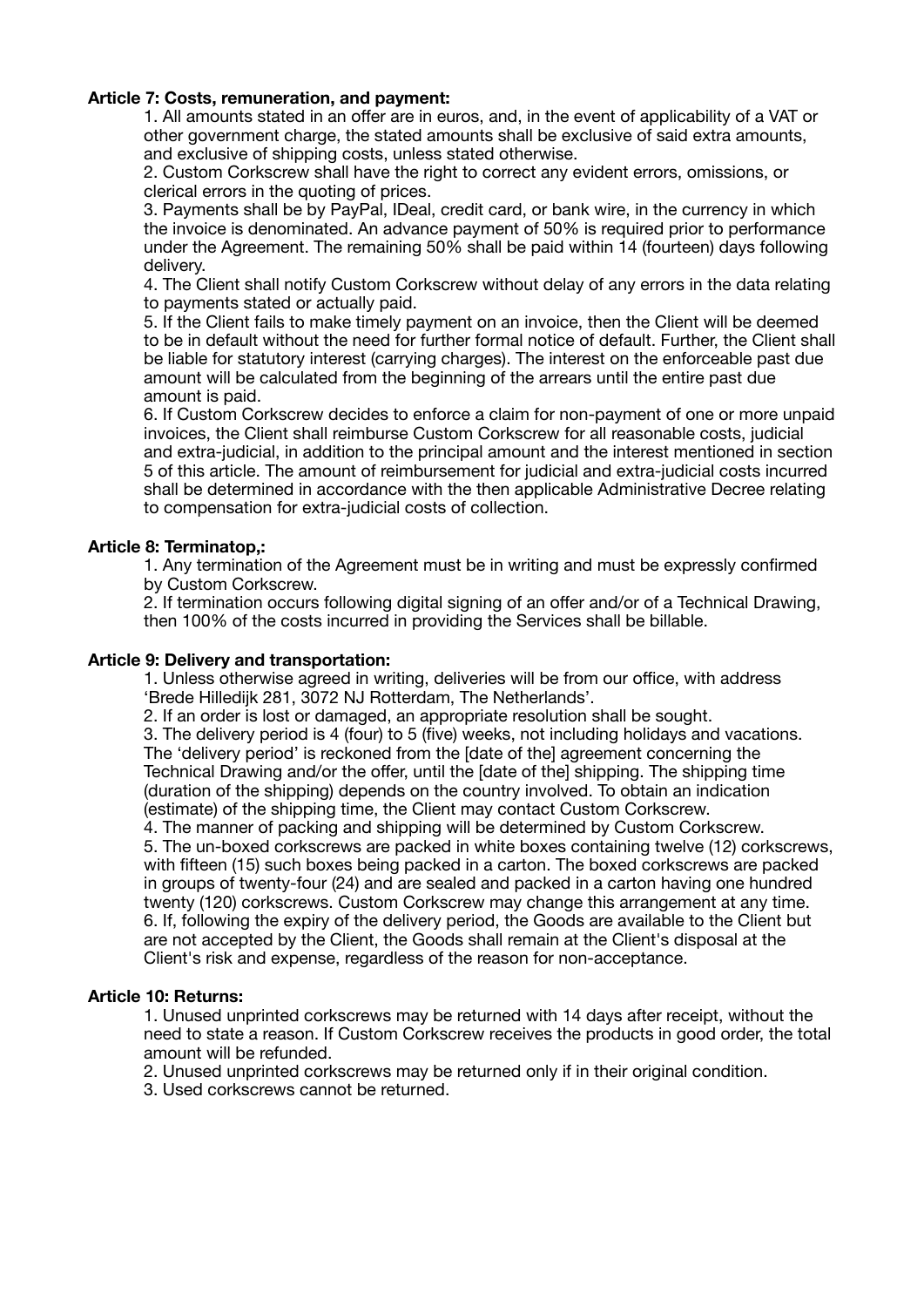**Article 7: Costs, remuneration, and payment:**

1. All amounts stated in an offer are in euros, and, in the event of applicability of a VAT or other government charge, the stated amounts shall be exclusive of said extra amounts, and exclusive of shipping costs, unless stated otherwise.
2. Custom Corkscrew shall have the right to correct any evident errors, omissions, or clerical errors in the quoting of prices.
3. Payments shall be by PayPal, IDeal, credit card, or bank wire, in the currency in which the invoice is denominated. An advance payment of 50% is required prior to performance under the Agreement. The remaining 50% shall be paid within 14 (fourteen) days following delivery.
4. The Client shall notify Custom Corkscrew without delay of any errors in the data relating to payments stated or actually paid.
5. If the Client fails to make timely payment on an invoice, then the Client will be deemed to be in default without the need for further formal notice of default. Further, the Client shall be liable for statutory interest (carrying charges). The interest on the enforceable past due amount will be calculated from the beginning of the arrears until the entire past due amount is paid.
6. If Custom Corkscrew decides to enforce a claim for non-payment of one or more unpaid invoices, the Client shall reimburse Custom Corkscrew for all reasonable costs, judicial and extra-judicial, in addition to the principal amount and the interest mentioned in section 5 of this article. The amount of reimbursement for judicial and extra-judicial costs incurred shall be determined in accordance with the then applicable Administrative Decree relating to compensation for extra-judicial costs of collection.

**Article 8: Terminatop,:**

1. Any termination of the Agreement must be in writing and must be expressly confirmed by Custom Corkscrew.
2. If termination occurs following digital signing of an offer and/or of a Technical Drawing, then 100% of the costs incurred in providing the Services shall be billable.

**Article 9: Delivery and transportation:**

1. Unless otherwise agreed in writing, deliveries will be from our office, with address 'Brede Hilledijk 281, 3072 NJ Rotterdam, The Netherlands'.
2. If an order is lost or damaged, an appropriate resolution shall be sought.
3. The delivery period is 4 (four) to 5 (five) weeks, not including holidays and vacations. The 'delivery period' is reckoned from the [date of the] agreement concerning the Technical Drawing and/or the offer, until the [date of the] shipping. The shipping time (duration of the shipping) depends on the country involved. To obtain an indication (estimate) of the shipping time, the Client may contact Custom Corkscrew.
4. The manner of packing and shipping will be determined by Custom Corkscrew.
5. The un-boxed corkscrews are packed in white boxes containing twelve (12) corkscrews, with fifteen (15) such boxes being packed in a carton. The boxed corkscrews are packed in groups of twenty-four (24) and are sealed and packed in a carton having one hundred twenty (120) corkscrews. Custom Corkscrew may change this arrangement at any time.
6. If, following the expiry of the delivery period, the Goods are available to the Client but are not accepted by the Client, the Goods shall remain at the Client's disposal at the Client's risk and expense, regardless of the reason for non-acceptance.

**Article 10: Returns:**

1. Unused unprinted corkscrews may be returned with 14 days after receipt, without the need to state a reason. If Custom Corkscrew receives the products in good order, the total amount will be refunded.
2. Unused unprinted corkscrews may be returned only if in their original condition.
3. Used corkscrews cannot be returned.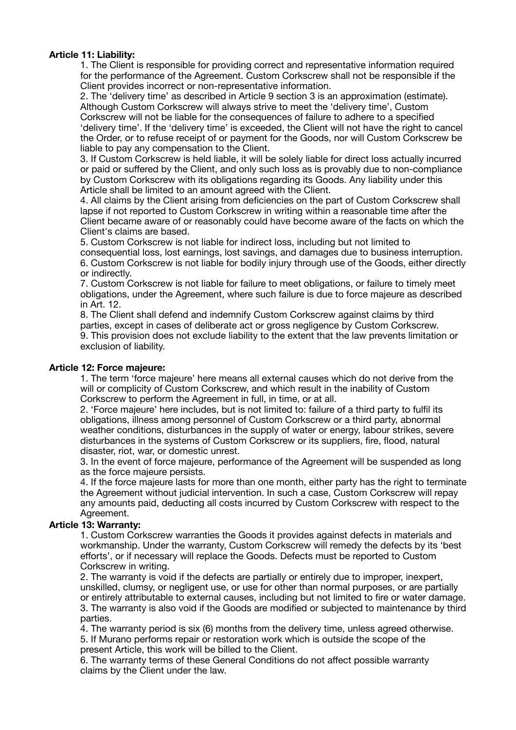**Article 11: Liability:**

1. The Client is responsible for providing correct and representative information required for the performance of the Agreement. Custom Corkscrew shall not be responsible if the Client provides incorrect or non-representative information.
2. The 'delivery time' as described in Article 9 section 3 is an approximation (estimate). Although Custom Corkscrew will always strive to meet the 'delivery time', Custom Corkscrew will not be liable for the consequences of failure to adhere to a specified 'delivery time'. If the 'delivery time' is exceeded, the Client will not have the right to cancel the Order, or to refuse receipt of or payment for the Goods, nor will Custom Corkscrew be liable to pay any compensation to the Client.
3. If Custom Corkscrew is held liable, it will be solely liable for direct loss actually incurred or paid or suffered by the Client, and only such loss as is provably due to non-compliance by Custom Corkscrew with its obligations regarding its Goods. Any liability under this Article shall be limited to an amount agreed with the Client.
4. All claims by the Client arising from deficiencies on the part of Custom Corkscrew shall lapse if not reported to Custom Corkscrew in writing within a reasonable time after the Client became aware of or reasonably could have become aware of the facts on which the Client's claims are based.
5. Custom Corkscrew is not liable for indirect loss, including but not limited to consequential loss, lost earnings, lost savings, and damages due to business interruption.
6. Custom Corkscrew is not liable for bodily injury through use of the Goods, either directly or indirectly.
7. Custom Corkscrew is not liable for failure to meet obligations, or failure to timely meet obligations, under the Agreement, where such failure is due to force majeure as described in Art. 12.
8. The Client shall defend and indemnify Custom Corkscrew against claims by third parties, except in cases of deliberate act or gross negligence by Custom Corkscrew.
9. This provision does not exclude liability to the extent that the law prevents limitation or exclusion of liability.

**Article 12: Force majeure:**

1. The term 'force majeure' here means all external causes which do not derive from the will or complicity of Custom Corkscrew, and which result in the inability of Custom Corkscrew to perform the Agreement in full, in time, or at all.
2. 'Force majeure' here includes, but is not limited to: failure of a third party to fulfil its obligations, illness among personnel of Custom Corkscrew or a third party, abnormal weather conditions, disturbances in the supply of water or energy, labour strikes, severe disturbances in the systems of Custom Corkscrew or its suppliers, fire, flood, natural disaster, riot, war, or domestic unrest.
3. In the event of force majeure, performance of the Agreement will be suspended as long as the force majeure persists.
4. If the force majeure lasts for more than one month, either party has the right to terminate the Agreement without judicial intervention. In such a case, Custom Corkscrew will repay any amounts paid, deducting all costs incurred by Custom Corkscrew with respect to the Agreement.

**Article 13: Warranty:**

1. Custom Corkscrew warranties the Goods it provides against defects in materials and workmanship. Under the warranty, Custom Corkscrew will remedy the defects by its 'best efforts', or if necessary will replace the Goods. Defects must be reported to Custom Corkscrew in writing.
2. The warranty is void if the defects are partially or entirely due to improper, inexpert, unskilled, clumsy, or negligent use, or use for other than normal purposes, or are partially or entirely attributable to external causes, including but not limited to fire or water damage.
3. The warranty is also void if the Goods are modified or subjected to maintenance by third parties.
4. The warranty period is six (6) months from the delivery time, unless agreed otherwise.
5. If Murano performs repair or restoration work which is outside the scope of the present Article, this work will be billed to the Client.
6. The warranty terms of these General Conditions do not affect possible warranty claims by the Client under the law.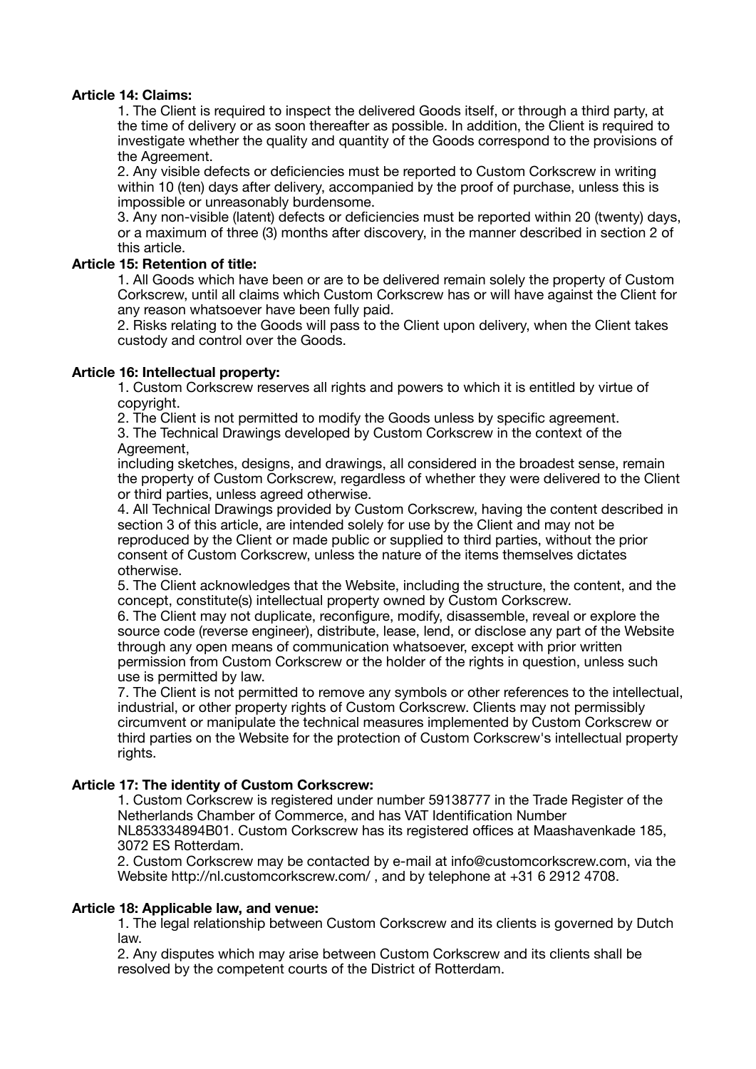**Article 14: Claims:**

1. The Client is required to inspect the delivered Goods itself, or through a third party, at the time of delivery or as soon thereafter as possible. In addition, the Client is required to investigate whether the quality and quantity of the Goods correspond to the provisions of the Agreement.
2. Any visible defects or deficiencies must be reported to Custom Corkscrew in writing within 10 (ten) days after delivery, accompanied by the proof of purchase, unless this is impossible or unreasonably burdensome.
3. Any non-visible (latent) defects or deficiencies must be reported within 20 (twenty) days, or a maximum of three (3) months after discovery, in the manner described in section 2 of this article.

**Article 15: Retention of title:**

1. All Goods which have been or are to be delivered remain solely the property of Custom Corkscrew, until all claims which Custom Corkscrew has or will have against the Client for any reason whatsoever have been fully paid.
2. Risks relating to the Goods will pass to the Client upon delivery, when the Client takes custody and control over the Goods.

**Article 16: Intellectual property:**

1. Custom Corkscrew reserves all rights and powers to which it is entitled by virtue of copyright.
2. The Client is not permitted to modify the Goods unless by specific agreement.
3. The Technical Drawings developed by Custom Corkscrew in the context of the Agreement,
including sketches, designs, and drawings, all considered in the broadest sense, remain the property of Custom Corkscrew, regardless of whether they were delivered to the Client or third parties, unless agreed otherwise.
4. All Technical Drawings provided by Custom Corkscrew, having the content described in section 3 of this article, are intended solely for use by the Client and may not be reproduced by the Client or made public or supplied to third parties, without the prior consent of Custom Corkscrew, unless the nature of the items themselves dictates otherwise.
5. The Client acknowledges that the Website, including the structure, the content, and the concept, constitute(s) intellectual property owned by Custom Corkscrew.
6. The Client may not duplicate, reconfigure, modify, disassemble, reveal or explore the source code (reverse engineer), distribute, lease, lend, or disclose any part of the Website through any open means of communication whatsoever, except with prior written permission from Custom Corkscrew or the holder of the rights in question, unless such use is permitted by law.
7. The Client is not permitted to remove any symbols or other references to the intellectual, industrial, or other property rights of Custom Corkscrew. Clients may not permissibly circumvent or manipulate the technical measures implemented by Custom Corkscrew or third parties on the Website for the protection of Custom Corkscrew's intellectual property rights.

**Article 17: The identity of Custom Corkscrew:**

1. Custom Corkscrew is registered under number 59138777 in the Trade Register of the Netherlands Chamber of Commerce, and has VAT Identification Number NL853334894B01. Custom Corkscrew has its registered offices at Maashavenkade 185, 3072 ES Rotterdam.
2. Custom Corkscrew may be contacted by e-mail at info@customcorkscrew.com, via the Website http://nl.customcorkscrew.com/ , and by telephone at +31 6 2912 4708.

**Article 18: Applicable law, and venue:**

1. The legal relationship between Custom Corkscrew and its clients is governed by Dutch law.
2. Any disputes which may arise between Custom Corkscrew and its clients shall be resolved by the competent courts of the District of Rotterdam.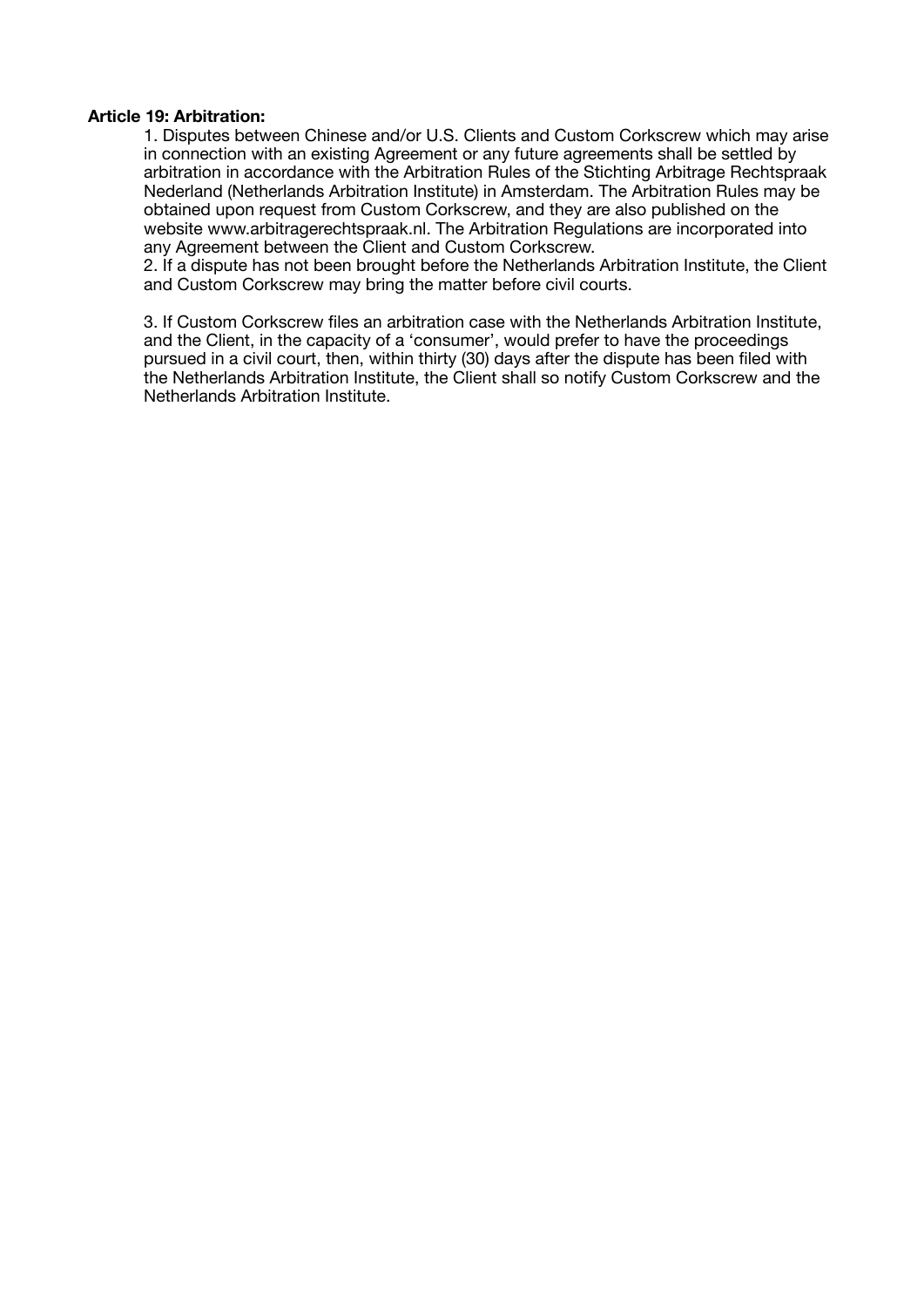**Article 19: Arbitration:**

1. Disputes between Chinese and/or U.S. Clients and Custom Corkscrew which may arise in connection with an existing Agreement or any future agreements shall be settled by arbitration in accordance with the Arbitration Rules of the Stichting Arbitrage Rechtspraak Nederland (Netherlands Arbitration Institute) in Amsterdam. The Arbitration Rules may be obtained upon request from Custom Corkscrew, and they are also published on the website www.arbitragerechtspraak.nl. The Arbitration Regulations are incorporated into any Agreement between the Client and Custom Corkscrew.
2. If a dispute has not been brought before the Netherlands Arbitration Institute, the Client and Custom Corkscrew may bring the matter before civil courts.

3. If Custom Corkscrew files an arbitration case with the Netherlands Arbitration Institute, and the Client, in the capacity of a 'consumer', would prefer to have the proceedings pursued in a civil court, then, within thirty (30) days after the dispute has been filed with the Netherlands Arbitration Institute, the Client shall so notify Custom Corkscrew and the Netherlands Arbitration Institute.